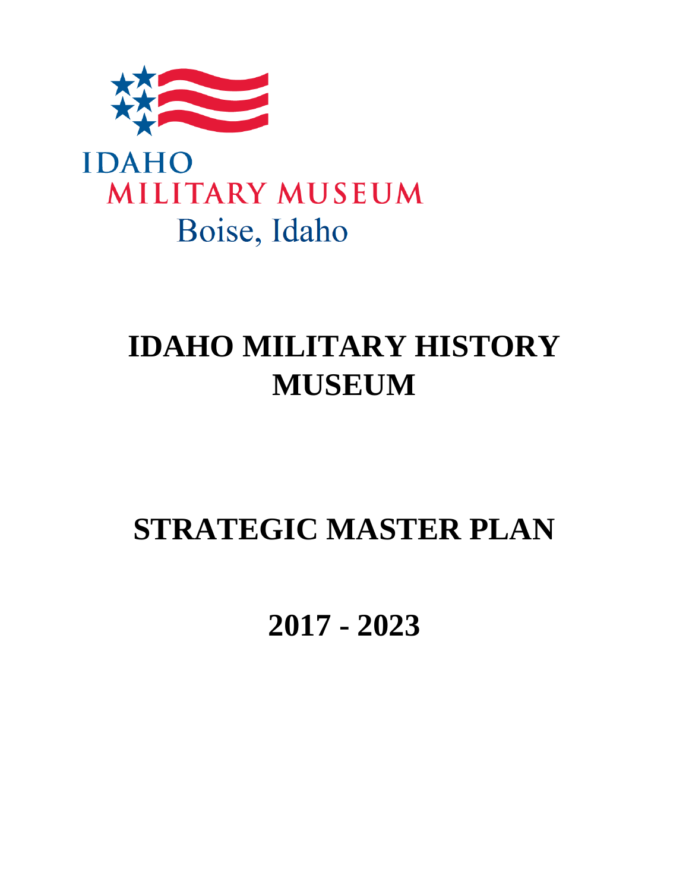IDAHO
MILITARY MUSEUM
Boise, Idaho

# IDAHO MILITARY HISTORY MUSEUM

# STRATEGIC MASTER PLAN

# 2017 - 2023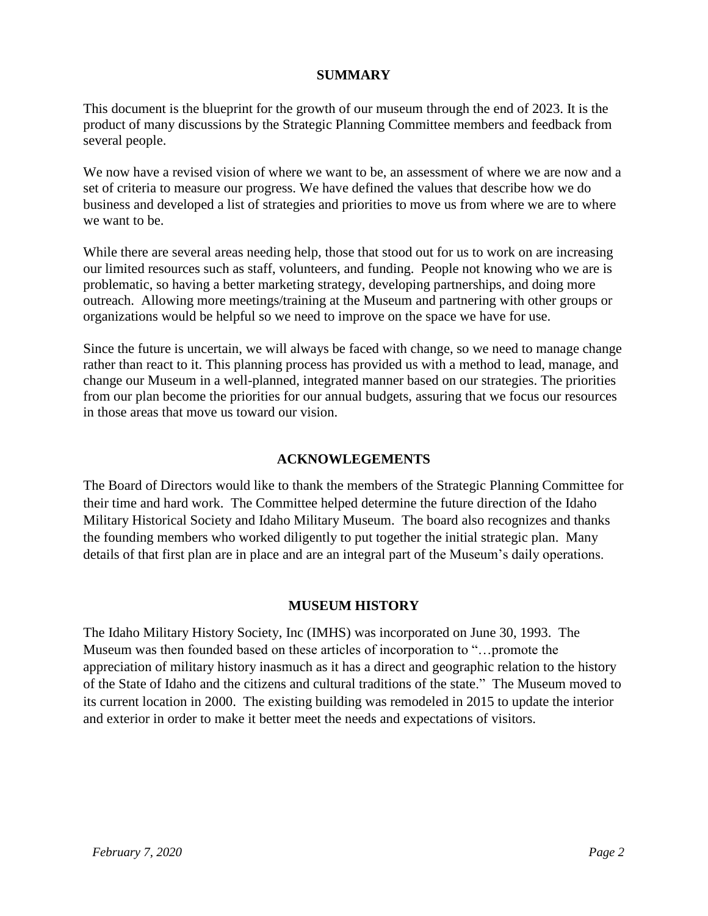## SUMMARY

This document is the blueprint for the growth of our museum through the end of 2023. It is the product of many discussions by the Strategic Planning Committee members and feedback from several people.

We now have a revised vision of where we want to be, an assessment of where we are now and a set of criteria to measure our progress. We have defined the values that describe how we do business and developed a list of strategies and priorities to move us from where we are to where we want to be.

While there are several areas needing help, those that stood out for us to work on are increasing our limited resources such as staff, volunteers, and funding. People not knowing who we are is problematic, so having a better marketing strategy, developing partnerships, and doing more outreach. Allowing more meetings/training at the Museum and partnering with other groups or organizations would be helpful so we need to improve on the space we have for use.

Since the future is uncertain, we will always be faced with change, so we need to manage change rather than react to it. This planning process has provided us with a method to lead, manage, and change our Museum in a well-planned, integrated manner based on our strategies. The priorities from our plan become the priorities for our annual budgets, assuring that we focus our resources in those areas that move us toward our vision.

## ACKNOWLEGEMENTS

The Board of Directors would like to thank the members of the Strategic Planning Committee for their time and hard work. The Committee helped determine the future direction of the Idaho Military Historical Society and Idaho Military Museum. The board also recognizes and thanks the founding members who worked diligently to put together the initial strategic plan. Many details of that first plan are in place and are an integral part of the Museum's daily operations.

## MUSEUM HISTORY

The Idaho Military History Society, Inc (IMHS) was incorporated on June 30, 1993. The Museum was then founded based on these articles of incorporation to "…promote the appreciation of military history inasmuch as it has a direct and geographic relation to the history of the State of Idaho and the citizens and cultural traditions of the state." The Museum moved to its current location in 2000. The existing building was remodeled in 2015 to update the interior and exterior in order to make it better meet the needs and expectations of visitors.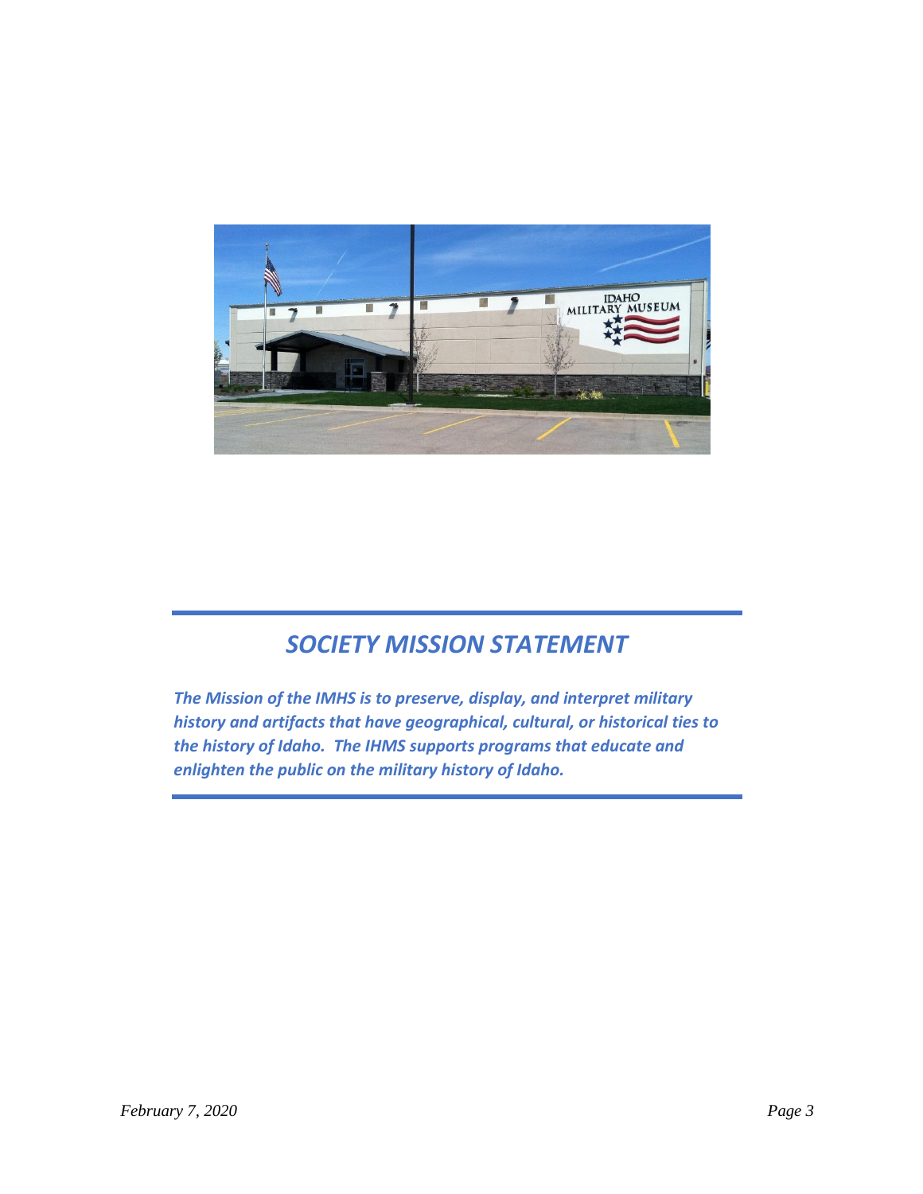## *SOCIETY MISSION STATEMENT*

***The Mission of the IMHS is to preserve, display, and interpret military history and artifacts that have geographical, cultural, or historical ties to the history of Idaho. The IHMS supports programs that educate and enlighten the public on the military history of Idaho.***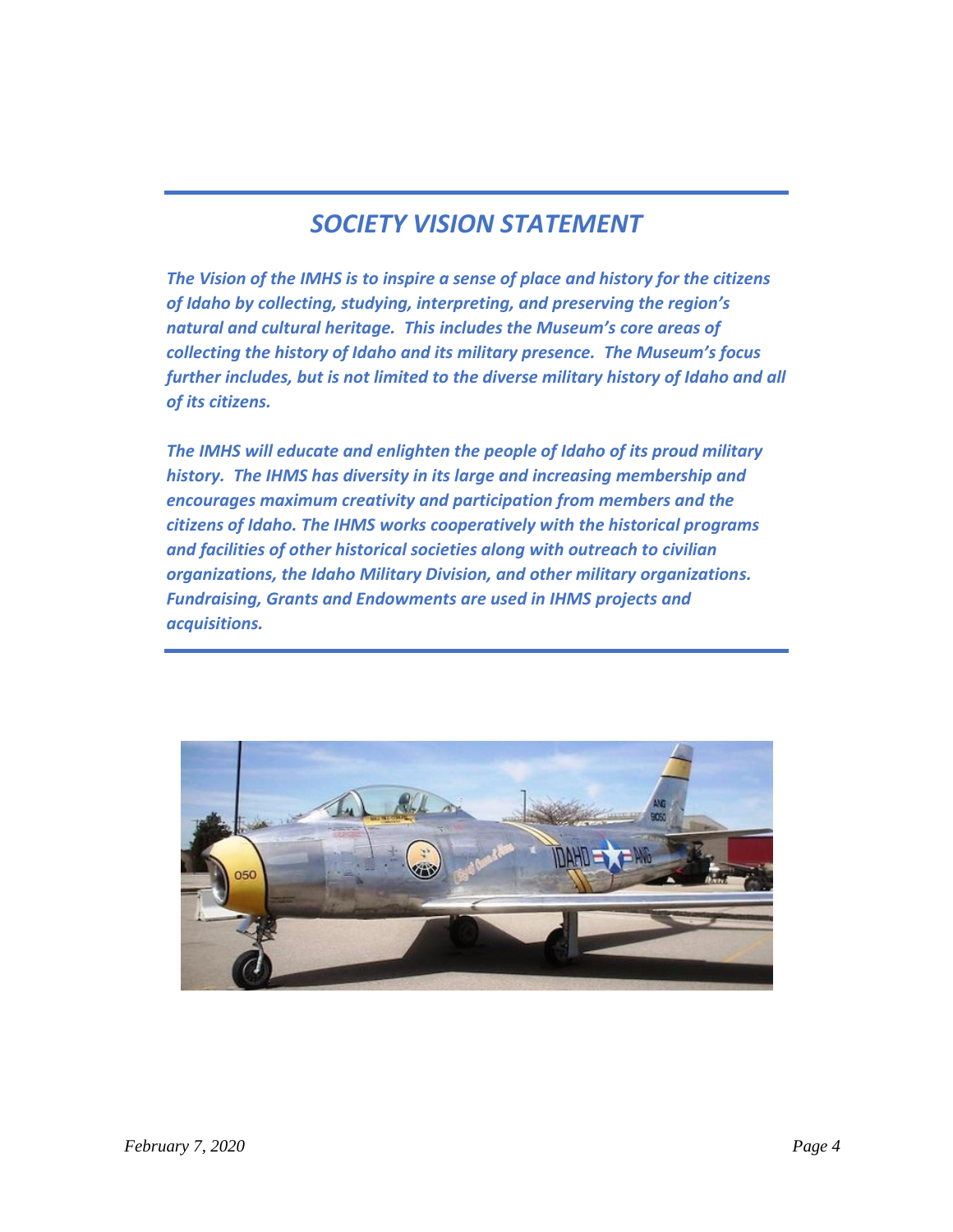## *SOCIETY VISION STATEMENT*

***The Vision of the IMHS is to inspire a sense of place and history for the citizens of Idaho by collecting, studying, interpreting, and preserving the region's natural and cultural heritage. This includes the Museum's core areas of collecting the history of Idaho and its military presence. The Museum's focus further includes, but is not limited to the diverse military history of Idaho and all of its citizens.***

***The IMHS will educate and enlighten the people of Idaho of its proud military history. The IHMS has diversity in its large and increasing membership and encourages maximum creativity and participation from members and the citizens of Idaho. The IHMS works cooperatively with the historical programs and facilities of other historical societies along with outreach to civilian organizations, the Idaho Military Division, and other military organizations. Fundraising, Grants and Endowments are used in IHMS projects and acquisitions.***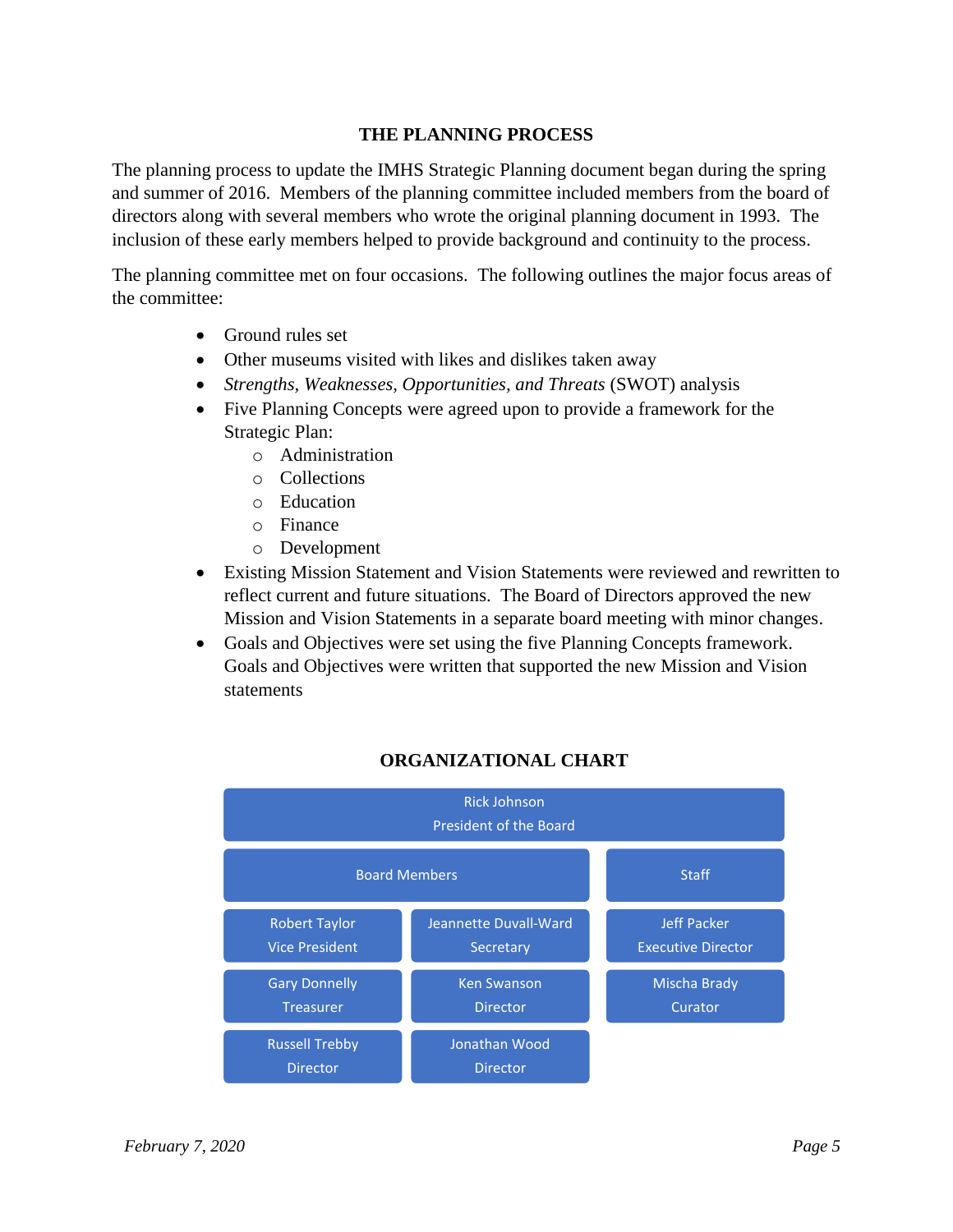## THE PLANNING PROCESS

The planning process to update the IMHS Strategic Planning document began during the spring and summer of 2016. Members of the planning committee included members from the board of directors along with several members who wrote the original planning document in 1993. The inclusion of these early members helped to provide background and continuity to the process.

The planning committee met on four occasions. The following outlines the major focus areas of the committee:

- Ground rules set
- Other museums visited with likes and dislikes taken away
- *Strengths, Weaknesses, Opportunities, and Threats* (SWOT) analysis
- Five Planning Concepts were agreed upon to provide a framework for the Strategic Plan:
  - Administration
  - Collections
  - Education
  - Finance
  - Development
- Existing Mission Statement and Vision Statements were reviewed and rewritten to reflect current and future situations. The Board of Directors approved the new Mission and Vision Statements in a separate board meeting with minor changes.
- Goals and Objectives were set using the five Planning Concepts framework. Goals and Objectives were written that supported the new Mission and Vision statements

## ORGANIZATIONAL CHART

| Rick Johnson<br>President of the Board | | |
|---|---|---|
| Board Members | | Staff |
| Robert Taylor<br>Vice President | Jeannette Duvall-Ward<br>Secretary | Jeff Packer<br>Executive Director |
| Gary Donnelly<br>Treasurer | Ken Swanson<br>Director | Mischa Brady<br>Curator |
| Russell Trebby<br>Director | Jonathan Wood<br>Director | |

*February 7, 2020*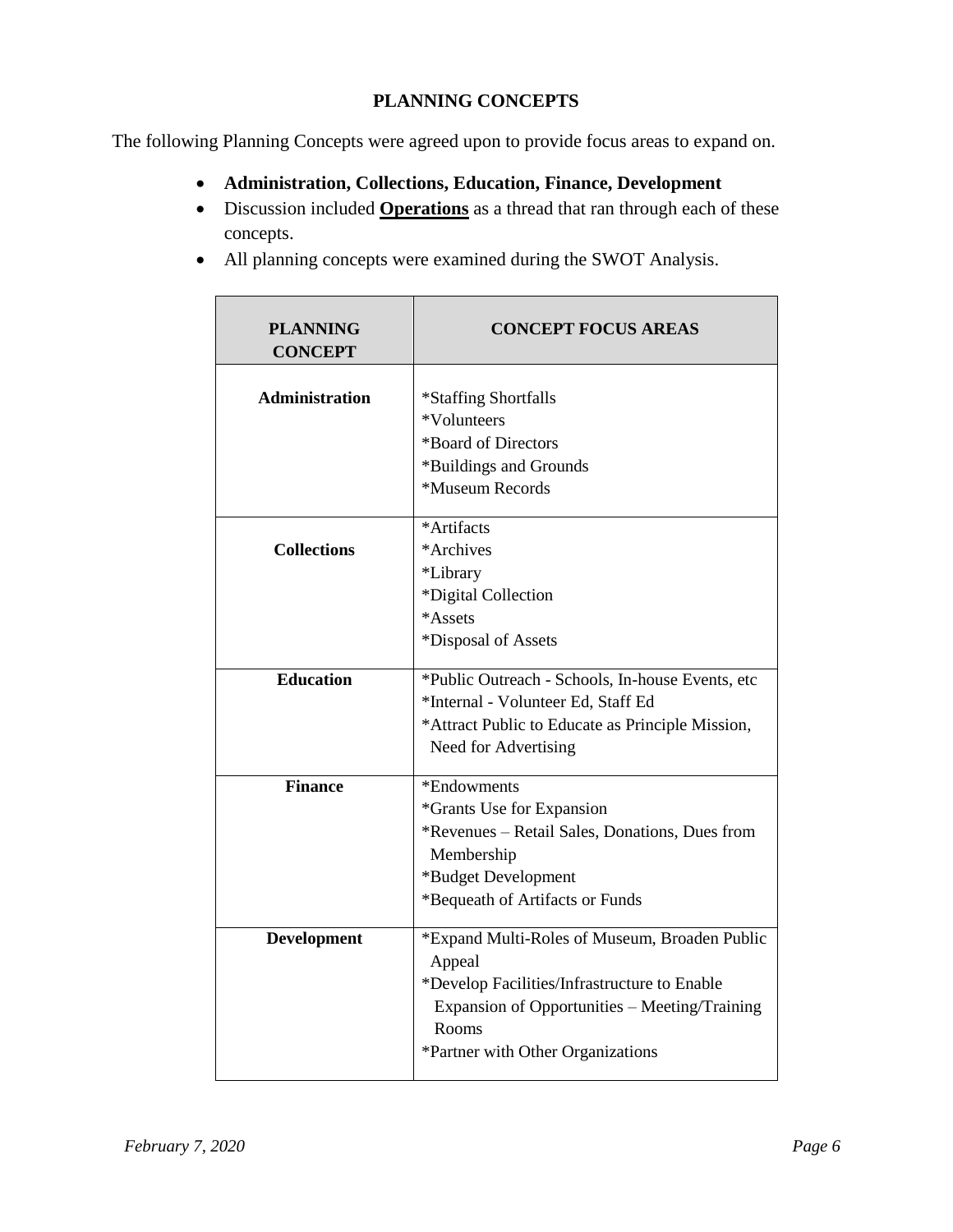## PLANNING CONCEPTS

The following Planning Concepts were agreed upon to provide focus areas to expand on.

- **Administration, Collections, Education, Finance, Development**
- Discussion included **<u>Operations</u>** as a thread that ran through each of these concepts.
- All planning concepts were examined during the SWOT Analysis.

| PLANNING CONCEPT | CONCEPT FOCUS AREAS |
| --- | --- |
| **Administration** | *Staffing Shortfalls<br>*Volunteers<br>*Board of Directors<br>*Buildings and Grounds<br>*Museum Records |
| **Collections** | *Artifacts<br>*Archives<br>*Library<br>*Digital Collection<br>*Assets<br>*Disposal of Assets |
| **Education** | *Public Outreach - Schools, In-house Events, etc<br>*Internal - Volunteer Ed, Staff Ed<br>*Attract Public to Educate as Principle Mission, Need for Advertising |
| **Finance** | *Endowments<br>*Grants Use for Expansion<br>*Revenues – Retail Sales, Donations, Dues from Membership<br>*Budget Development<br>*Bequeath of Artifacts or Funds |
| **Development** | *Expand Multi-Roles of Museum, Broaden Public Appeal<br>*Develop Facilities/Infrastructure to Enable Expansion of Opportunities – Meeting/Training Rooms<br>*Partner with Other Organizations |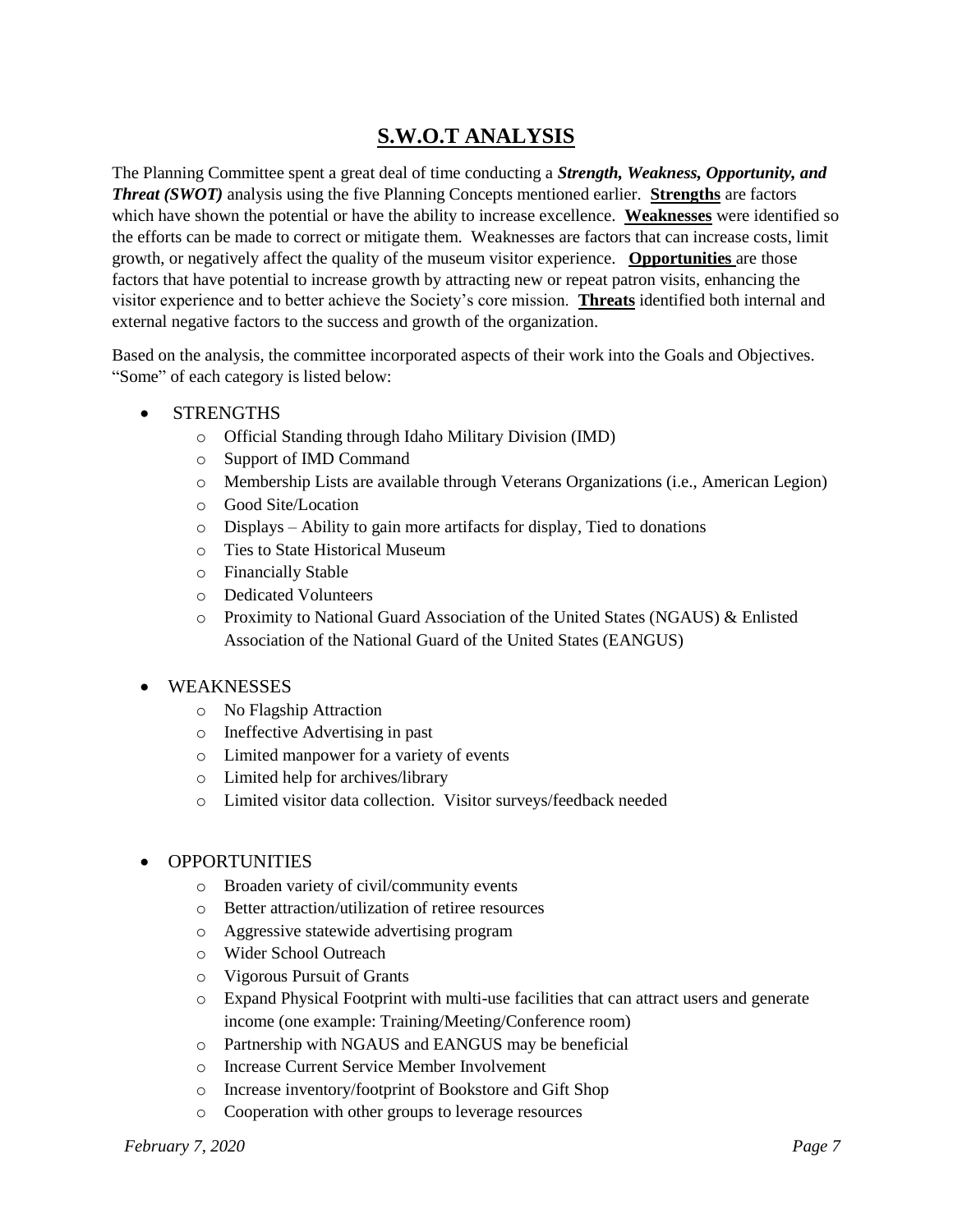# S.W.O.T ANALYSIS

The Planning Committee spent a great deal of time conducting a ***Strength, Weakness, Opportunity, and Threat (SWOT)*** analysis using the five Planning Concepts mentioned earlier. **Strengths** are factors which have shown the potential or have the ability to increase excellence. **Weaknesses** were identified so the efforts can be made to correct or mitigate them. Weaknesses are factors that can increase costs, limit growth, or negatively affect the quality of the museum visitor experience. **Opportunities** are those factors that have potential to increase growth by attracting new or repeat patron visits, enhancing the visitor experience and to better achieve the Society's core mission. **Threats** identified both internal and external negative factors to the success and growth of the organization.

Based on the analysis, the committee incorporated aspects of their work into the Goals and Objectives. "Some" of each category is listed below:

- STRENGTHS
  - Official Standing through Idaho Military Division (IMD)
  - Support of IMD Command
  - Membership Lists are available through Veterans Organizations (i.e., American Legion)
  - Good Site/Location
  - Displays – Ability to gain more artifacts for display, Tied to donations
  - Ties to State Historical Museum
  - Financially Stable
  - Dedicated Volunteers
  - Proximity to National Guard Association of the United States (NGAUS) & Enlisted Association of the National Guard of the United States (EANGUS)

- WEAKNESSES
  - No Flagship Attraction
  - Ineffective Advertising in past
  - Limited manpower for a variety of events
  - Limited help for archives/library
  - Limited visitor data collection. Visitor surveys/feedback needed

- OPPORTUNITIES
  - Broaden variety of civil/community events
  - Better attraction/utilization of retiree resources
  - Aggressive statewide advertising program
  - Wider School Outreach
  - Vigorous Pursuit of Grants
  - Expand Physical Footprint with multi-use facilities that can attract users and generate income (one example: Training/Meeting/Conference room)
  - Partnership with NGAUS and EANGUS may be beneficial
  - Increase Current Service Member Involvement
  - Increase inventory/footprint of Bookstore and Gift Shop
  - Cooperation with other groups to leverage resources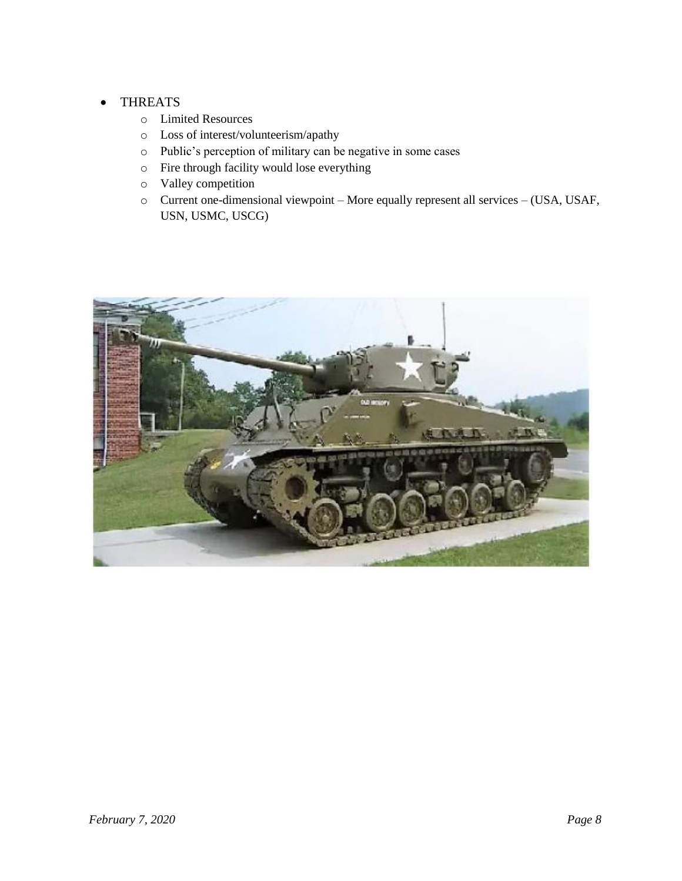- THREATS
  - Limited Resources
  - Loss of interest/volunteerism/apathy
  - Public's perception of military can be negative in some cases
  - Fire through facility would lose everything
  - Valley competition
  - Current one-dimensional viewpoint – More equally represent all services – (USA, USAF, USN, USMC, USCG)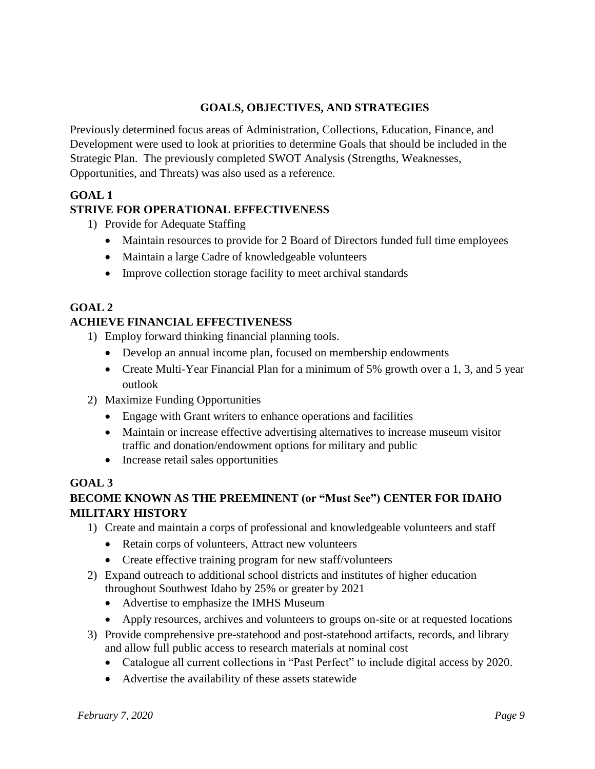## GOALS, OBJECTIVES, AND STRATEGIES

Previously determined focus areas of Administration, Collections, Education, Finance, and Development were used to look at priorities to determine Goals that should be included in the Strategic Plan. The previously completed SWOT Analysis (Strengths, Weaknesses, Opportunities, and Threats) was also used as a reference.

### GOAL 1
### STRIVE FOR OPERATIONAL EFFECTIVENESS

1) Provide for Adequate Staffing
   - Maintain resources to provide for 2 Board of Directors funded full time employees
   - Maintain a large Cadre of knowledgeable volunteers
   - Improve collection storage facility to meet archival standards

### GOAL 2
### ACHIEVE FINANCIAL EFFECTIVENESS

1) Employ forward thinking financial planning tools.
   - Develop an annual income plan, focused on membership endowments
   - Create Multi-Year Financial Plan for a minimum of 5% growth over a 1, 3, and 5 year outlook
2) Maximize Funding Opportunities
   - Engage with Grant writers to enhance operations and facilities
   - Maintain or increase effective advertising alternatives to increase museum visitor traffic and donation/endowment options for military and public
   - Increase retail sales opportunities

### GOAL 3
### BECOME KNOWN AS THE PREEMINENT (or "Must See") CENTER FOR IDAHO MILITARY HISTORY

1) Create and maintain a corps of professional and knowledgeable volunteers and staff
   - Retain corps of volunteers, Attract new volunteers
   - Create effective training program for new staff/volunteers
2) Expand outreach to additional school districts and institutes of higher education throughout Southwest Idaho by 25% or greater by 2021
   - Advertise to emphasize the IMHS Museum
   - Apply resources, archives and volunteers to groups on-site or at requested locations
3) Provide comprehensive pre-statehood and post-statehood artifacts, records, and library and allow full public access to research materials at nominal cost
   - Catalogue all current collections in "Past Perfect" to include digital access by 2020.
   - Advertise the availability of these assets statewide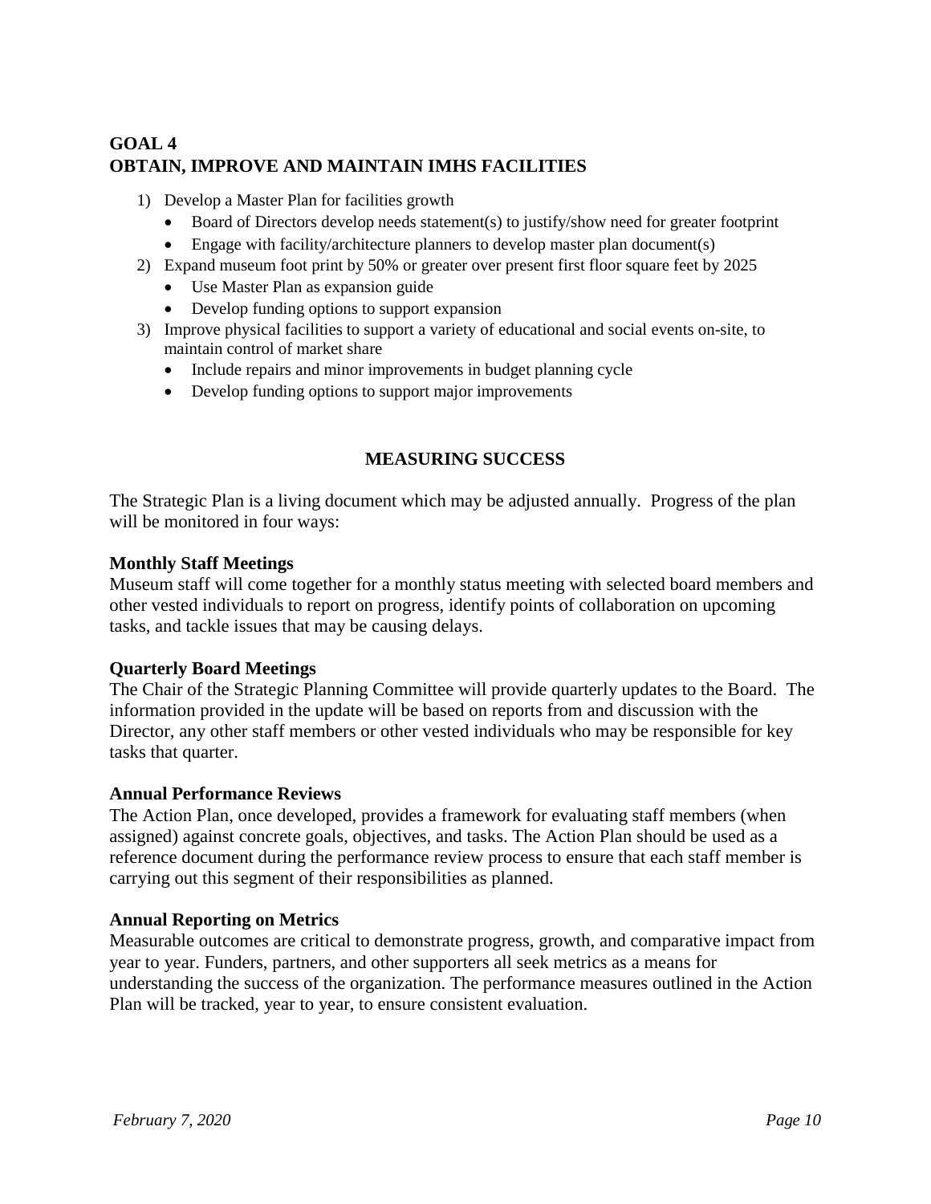## GOAL 4
## OBTAIN, IMPROVE AND MAINTAIN IMHS FACILITIES

1) Develop a Master Plan for facilities growth
   - Board of Directors develop needs statement(s) to justify/show need for greater footprint
   - Engage with facility/architecture planners to develop master plan document(s)
2) Expand museum foot print by 50% or greater over present first floor square feet by 2025
   - Use Master Plan as expansion guide
   - Develop funding options to support expansion
3) Improve physical facilities to support a variety of educational and social events on-site, to maintain control of market share
   - Include repairs and minor improvements in budget planning cycle
   - Develop funding options to support major improvements

## MEASURING SUCCESS

The Strategic Plan is a living document which may be adjusted annually. Progress of the plan will be monitored in four ways:

**Monthly Staff Meetings**
Museum staff will come together for a monthly status meeting with selected board members and other vested individuals to report on progress, identify points of collaboration on upcoming tasks, and tackle issues that may be causing delays.

**Quarterly Board Meetings**
The Chair of the Strategic Planning Committee will provide quarterly updates to the Board. The information provided in the update will be based on reports from and discussion with the Director, any other staff members or other vested individuals who may be responsible for key tasks that quarter.

**Annual Performance Reviews**
The Action Plan, once developed, provides a framework for evaluating staff members (when assigned) against concrete goals, objectives, and tasks. The Action Plan should be used as a reference document during the performance review process to ensure that each staff member is carrying out this segment of their responsibilities as planned.

**Annual Reporting on Metrics**
Measurable outcomes are critical to demonstrate progress, growth, and comparative impact from year to year. Funders, partners, and other supporters all seek metrics as a means for understanding the success of the organization. The performance measures outlined in the Action Plan will be tracked, year to year, to ensure consistent evaluation.